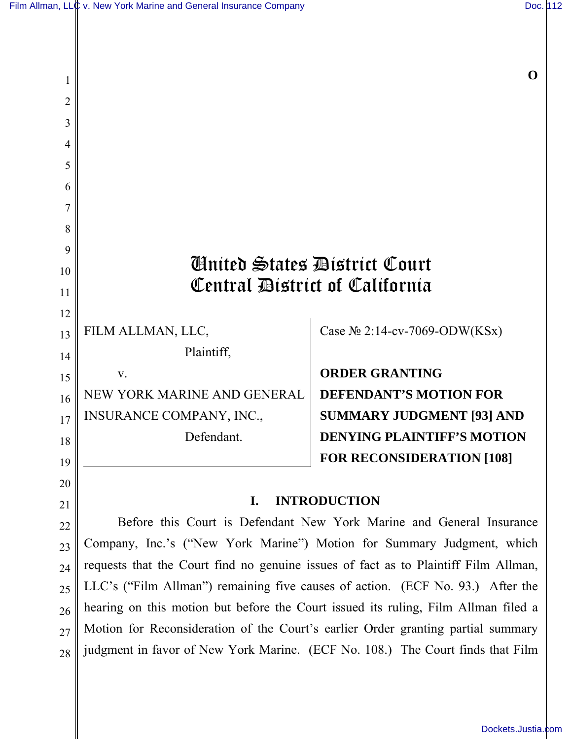O

# United States District Court
# Central District of California

| | |
|---|---|
| FILM ALLMAN, LLC,<br>Plaintiff,<br>v.<br>NEW YORK MARINE AND GENERAL INSURANCE COMPANY, INC.,<br>Defendant. | Case № 2:14-cv-7069-ODW(KSx)<br><br>**ORDER GRANTING DEFENDANT'S MOTION FOR SUMMARY JUDGMENT [93] AND DENYING PLAINTIFF'S MOTION FOR RECONSIDERATION [108]** |

## I. INTRODUCTION

Before this Court is Defendant New York Marine and General Insurance Company, Inc.'s ("New York Marine") Motion for Summary Judgment, which requests that the Court find no genuine issues of fact as to Plaintiff Film Allman, LLC's ("Film Allman") remaining five causes of action. (ECF No. 93.) After the hearing on this motion but before the Court issued its ruling, Film Allman filed a Motion for Reconsideration of the Court's earlier Order granting partial summary judgment in favor of New York Marine. (ECF No. 108.) The Court finds that Film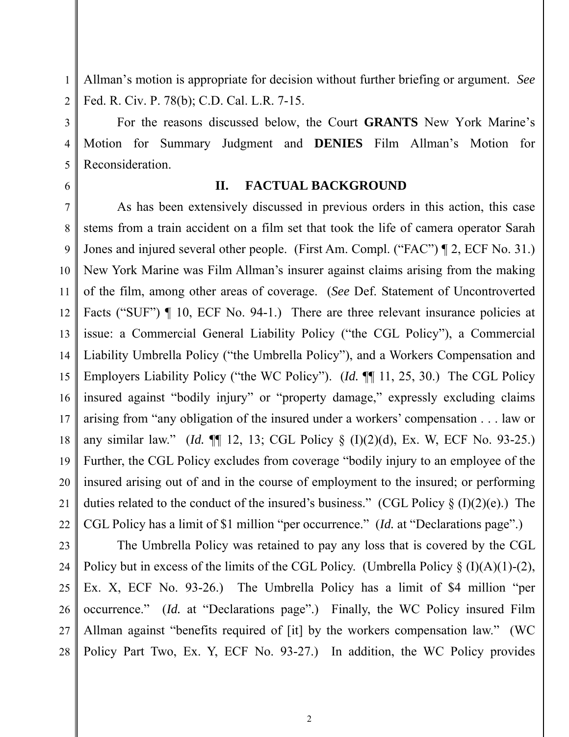Allman's motion is appropriate for decision without further briefing or argument. *See* Fed. R. Civ. P. 78(b); C.D. Cal. L.R. 7-15.

For the reasons discussed below, the Court **GRANTS** New York Marine's Motion for Summary Judgment and **DENIES** Film Allman's Motion for Reconsideration.

## II. FACTUAL BACKGROUND

As has been extensively discussed in previous orders in this action, this case stems from a train accident on a film set that took the life of camera operator Sarah Jones and injured several other people. (First Am. Compl. ("FAC") ¶ 2, ECF No. 31.) New York Marine was Film Allman's insurer against claims arising from the making of the film, among other areas of coverage. (*See* Def. Statement of Uncontroverted Facts ("SUF") ¶ 10, ECF No. 94-1.) There are three relevant insurance policies at issue: a Commercial General Liability Policy ("the CGL Policy"), a Commercial Liability Umbrella Policy ("the Umbrella Policy"), and a Workers Compensation and Employers Liability Policy ("the WC Policy"). (*Id.* ¶¶ 11, 25, 30.) The CGL Policy insured against "bodily injury" or "property damage," expressly excluding claims arising from "any obligation of the insured under a workers' compensation . . . law or any similar law." (*Id.* ¶¶ 12, 13; CGL Policy § (I)(2)(d), Ex. W, ECF No. 93-25.) Further, the CGL Policy excludes from coverage "bodily injury to an employee of the insured arising out of and in the course of employment to the insured; or performing duties related to the conduct of the insured's business." (CGL Policy § (I)(2)(e).) The CGL Policy has a limit of $1 million "per occurrence." (*Id.* at "Declarations page".)

The Umbrella Policy was retained to pay any loss that is covered by the CGL Policy but in excess of the limits of the CGL Policy. (Umbrella Policy § (I)(A)(1)-(2), Ex. X, ECF No. 93-26.) The Umbrella Policy has a limit of $4 million "per occurrence." (*Id.* at "Declarations page".) Finally, the WC Policy insured Film Allman against "benefits required of [it] by the workers compensation law." (WC Policy Part Two, Ex. Y, ECF No. 93-27.) In addition, the WC Policy provides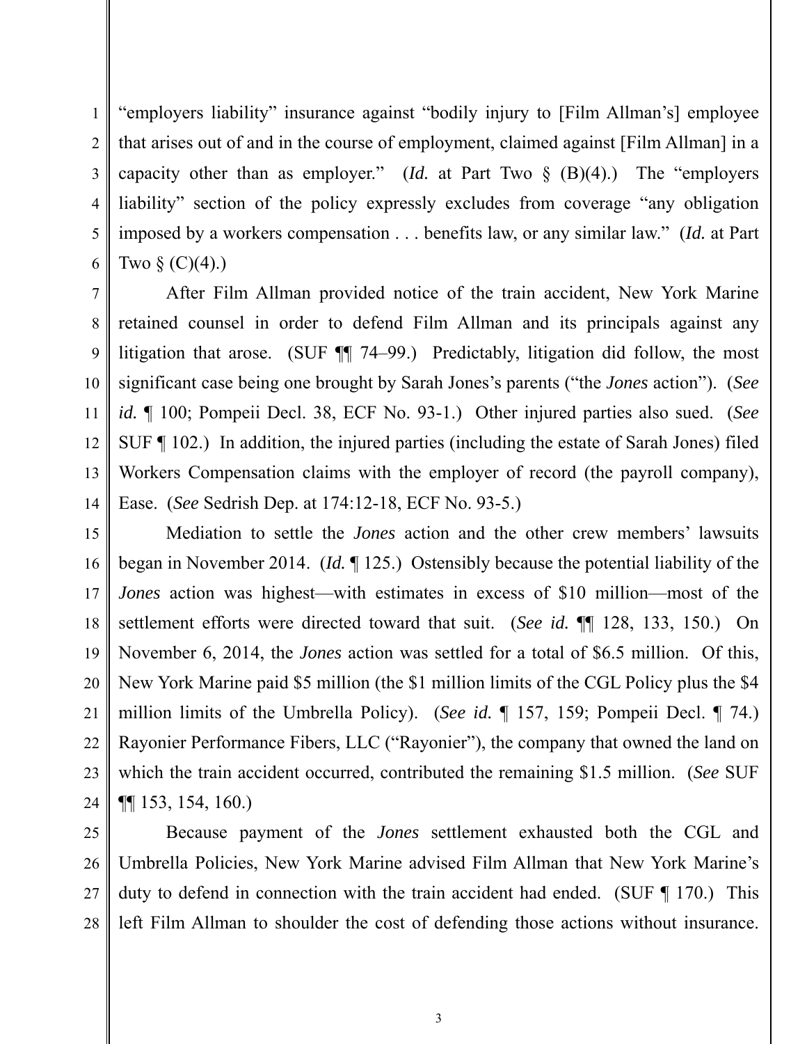"employers liability" insurance against "bodily injury to [Film Allman's] employee that arises out of and in the course of employment, claimed against [Film Allman] in a capacity other than as employer." (*Id.* at Part Two § (B)(4).) The "employers liability" section of the policy expressly excludes from coverage "any obligation imposed by a workers compensation . . . benefits law, or any similar law." (*Id.* at Part Two § (C)(4).)

After Film Allman provided notice of the train accident, New York Marine retained counsel in order to defend Film Allman and its principals against any litigation that arose. (SUF ¶¶ 74–99.) Predictably, litigation did follow, the most significant case being one brought by Sarah Jones's parents ("the *Jones* action"). (*See id.* ¶ 100; Pompeii Decl. 38, ECF No. 93-1.) Other injured parties also sued. (*See* SUF ¶ 102.) In addition, the injured parties (including the estate of Sarah Jones) filed Workers Compensation claims with the employer of record (the payroll company), Ease. (*See* Sedrish Dep. at 174:12-18, ECF No. 93-5.)

Mediation to settle the *Jones* action and the other crew members' lawsuits began in November 2014. (*Id.* ¶ 125.) Ostensibly because the potential liability of the *Jones* action was highest—with estimates in excess of $10 million—most of the settlement efforts were directed toward that suit. (*See id.* ¶¶ 128, 133, 150.) On November 6, 2014, the *Jones* action was settled for a total of $6.5 million. Of this, New York Marine paid $5 million (the $1 million limits of the CGL Policy plus the $4 million limits of the Umbrella Policy). (*See id.* ¶ 157, 159; Pompeii Decl. ¶ 74.) Rayonier Performance Fibers, LLC ("Rayonier"), the company that owned the land on which the train accident occurred, contributed the remaining $1.5 million. (*See* SUF ¶¶ 153, 154, 160.)

Because payment of the *Jones* settlement exhausted both the CGL and Umbrella Policies, New York Marine advised Film Allman that New York Marine's duty to defend in connection with the train accident had ended. (SUF ¶ 170.) This left Film Allman to shoulder the cost of defending those actions without insurance.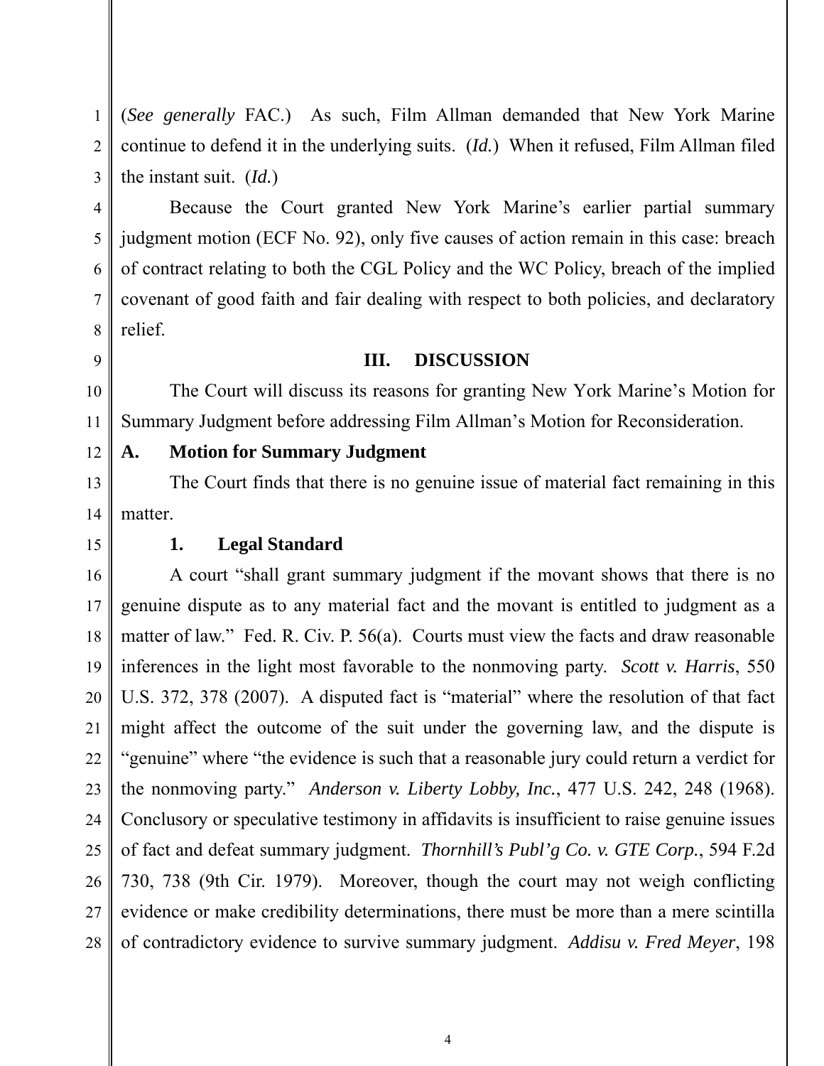(*See generally* FAC.) As such, Film Allman demanded that New York Marine continue to defend it in the underlying suits. (*Id.*) When it refused, Film Allman filed the instant suit. (*Id.*)

Because the Court granted New York Marine's earlier partial summary judgment motion (ECF No. 92), only five causes of action remain in this case: breach of contract relating to both the CGL Policy and the WC Policy, breach of the implied covenant of good faith and fair dealing with respect to both policies, and declaratory relief.

## III. DISCUSSION

The Court will discuss its reasons for granting New York Marine's Motion for Summary Judgment before addressing Film Allman's Motion for Reconsideration.

### A. Motion for Summary Judgment

The Court finds that there is no genuine issue of material fact remaining in this matter.

#### 1. Legal Standard

A court "shall grant summary judgment if the movant shows that there is no genuine dispute as to any material fact and the movant is entitled to judgment as a matter of law." Fed. R. Civ. P. 56(a). Courts must view the facts and draw reasonable inferences in the light most favorable to the nonmoving party. *Scott v. Harris*, 550 U.S. 372, 378 (2007). A disputed fact is "material" where the resolution of that fact might affect the outcome of the suit under the governing law, and the dispute is "genuine" where "the evidence is such that a reasonable jury could return a verdict for the nonmoving party." *Anderson v. Liberty Lobby, Inc.*, 477 U.S. 242, 248 (1968). Conclusory or speculative testimony in affidavits is insufficient to raise genuine issues of fact and defeat summary judgment. *Thornhill's Publ'g Co. v. GTE Corp.*, 594 F.2d 730, 738 (9th Cir. 1979). Moreover, though the court may not weigh conflicting evidence or make credibility determinations, there must be more than a mere scintilla of contradictory evidence to survive summary judgment. *Addisu v. Fred Meyer*, 198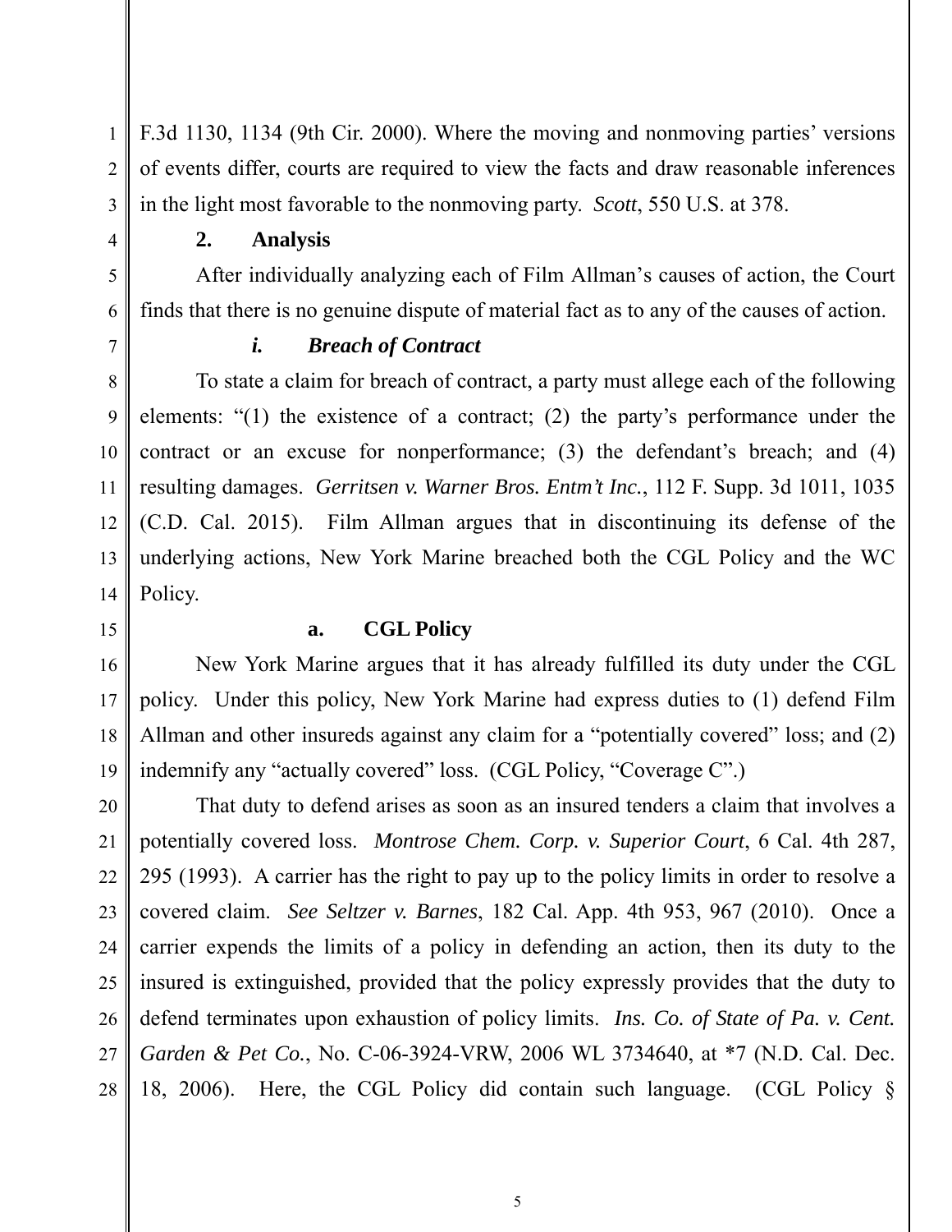F.3d 1130, 1134 (9th Cir. 2000). Where the moving and nonmoving parties' versions of events differ, courts are required to view the facts and draw reasonable inferences in the light most favorable to the nonmoving party. *Scott*, 550 U.S. at 378.

**2. Analysis**

After individually analyzing each of Film Allman's causes of action, the Court finds that there is no genuine dispute of material fact as to any of the causes of action.

***i. Breach of Contract***

To state a claim for breach of contract, a party must allege each of the following elements: "(1) the existence of a contract; (2) the party's performance under the contract or an excuse for nonperformance; (3) the defendant's breach; and (4) resulting damages. *Gerritsen v. Warner Bros. Entm't Inc.*, 112 F. Supp. 3d 1011, 1035 (C.D. Cal. 2015). Film Allman argues that in discontinuing its defense of the underlying actions, New York Marine breached both the CGL Policy and the WC Policy.

**a. CGL Policy**

New York Marine argues that it has already fulfilled its duty under the CGL policy. Under this policy, New York Marine had express duties to (1) defend Film Allman and other insureds against any claim for a "potentially covered" loss; and (2) indemnify any "actually covered" loss. (CGL Policy, "Coverage C".)

That duty to defend arises as soon as an insured tenders a claim that involves a potentially covered loss. *Montrose Chem. Corp. v. Superior Court*, 6 Cal. 4th 287, 295 (1993). A carrier has the right to pay up to the policy limits in order to resolve a covered claim. *See Seltzer v. Barnes*, 182 Cal. App. 4th 953, 967 (2010). Once a carrier expends the limits of a policy in defending an action, then its duty to the insured is extinguished, provided that the policy expressly provides that the duty to defend terminates upon exhaustion of policy limits. *Ins. Co. of State of Pa. v. Cent. Garden & Pet Co.*, No. C-06-3924-VRW, 2006 WL 3734640, at *7 (N.D. Cal. Dec. 18, 2006). Here, the CGL Policy did contain such language. (CGL Policy §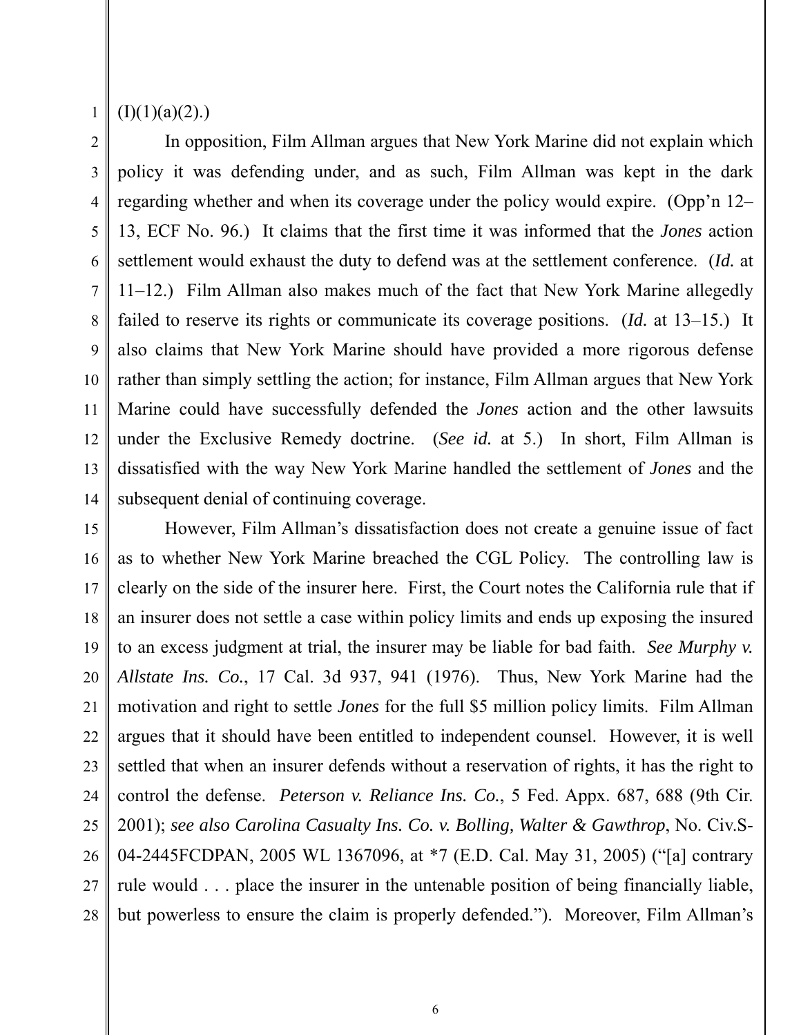(I)(1)(a)(2).)

In opposition, Film Allman argues that New York Marine did not explain which policy it was defending under, and as such, Film Allman was kept in the dark regarding whether and when its coverage under the policy would expire. (Opp'n 12–13, ECF No. 96.) It claims that the first time it was informed that the *Jones* action settlement would exhaust the duty to defend was at the settlement conference. (*Id.* at 11–12.) Film Allman also makes much of the fact that New York Marine allegedly failed to reserve its rights or communicate its coverage positions. (*Id.* at 13–15.) It also claims that New York Marine should have provided a more rigorous defense rather than simply settling the action; for instance, Film Allman argues that New York Marine could have successfully defended the *Jones* action and the other lawsuits under the Exclusive Remedy doctrine. (*See id.* at 5.) In short, Film Allman is dissatisfied with the way New York Marine handled the settlement of *Jones* and the subsequent denial of continuing coverage.

However, Film Allman's dissatisfaction does not create a genuine issue of fact as to whether New York Marine breached the CGL Policy. The controlling law is clearly on the side of the insurer here. First, the Court notes the California rule that if an insurer does not settle a case within policy limits and ends up exposing the insured to an excess judgment at trial, the insurer may be liable for bad faith. *See Murphy v. Allstate Ins. Co.*, 17 Cal. 3d 937, 941 (1976). Thus, New York Marine had the motivation and right to settle *Jones* for the full $5 million policy limits. Film Allman argues that it should have been entitled to independent counsel. However, it is well settled that when an insurer defends without a reservation of rights, it has the right to control the defense. *Peterson v. Reliance Ins. Co.*, 5 Fed. Appx. 687, 688 (9th Cir. 2001); *see also Carolina Casualty Ins. Co. v. Bolling, Walter & Gawthrop*, No. Civ.S-04-2445FCDPAN, 2005 WL 1367096, at *7 (E.D. Cal. May 31, 2005) ("[a] contrary rule would . . . place the insurer in the untenable position of being financially liable, but powerless to ensure the claim is properly defended."). Moreover, Film Allman's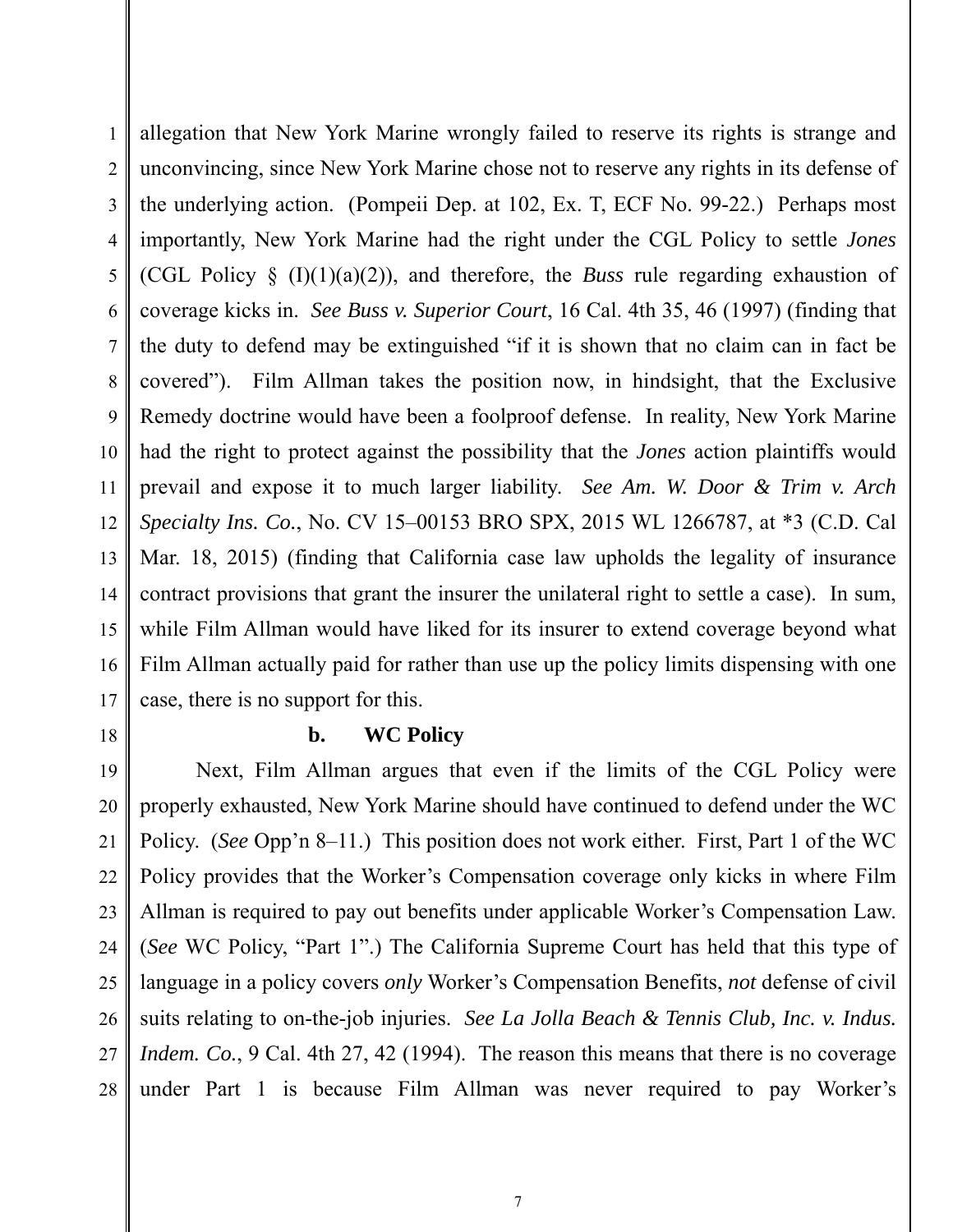allegation that New York Marine wrongly failed to reserve its rights is strange and unconvincing, since New York Marine chose not to reserve any rights in its defense of the underlying action. (Pompeii Dep. at 102, Ex. T, ECF No. 99-22.) Perhaps most importantly, New York Marine had the right under the CGL Policy to settle *Jones* (CGL Policy § (I)(1)(a)(2)), and therefore, the *Buss* rule regarding exhaustion of coverage kicks in. *See Buss v. Superior Court*, 16 Cal. 4th 35, 46 (1997) (finding that the duty to defend may be extinguished "if it is shown that no claim can in fact be covered"). Film Allman takes the position now, in hindsight, that the Exclusive Remedy doctrine would have been a foolproof defense. In reality, New York Marine had the right to protect against the possibility that the *Jones* action plaintiffs would prevail and expose it to much larger liability. *See Am. W. Door & Trim v. Arch Specialty Ins. Co.*, No. CV 15–00153 BRO SPX, 2015 WL 1266787, at *3 (C.D. Cal Mar. 18, 2015) (finding that California case law upholds the legality of insurance contract provisions that grant the insurer the unilateral right to settle a case). In sum, while Film Allman would have liked for its insurer to extend coverage beyond what Film Allman actually paid for rather than use up the policy limits dispensing with one case, there is no support for this.

**b. WC Policy**

Next, Film Allman argues that even if the limits of the CGL Policy were properly exhausted, New York Marine should have continued to defend under the WC Policy. (*See* Opp'n 8–11.) This position does not work either. First, Part 1 of the WC Policy provides that the Worker's Compensation coverage only kicks in where Film Allman is required to pay out benefits under applicable Worker's Compensation Law. (*See* WC Policy, "Part 1".) The California Supreme Court has held that this type of language in a policy covers *only* Worker's Compensation Benefits, *not* defense of civil suits relating to on-the-job injuries. *See La Jolla Beach & Tennis Club, Inc. v. Indus. Indem. Co.*, 9 Cal. 4th 27, 42 (1994). The reason this means that there is no coverage under Part 1 is because Film Allman was never required to pay Worker's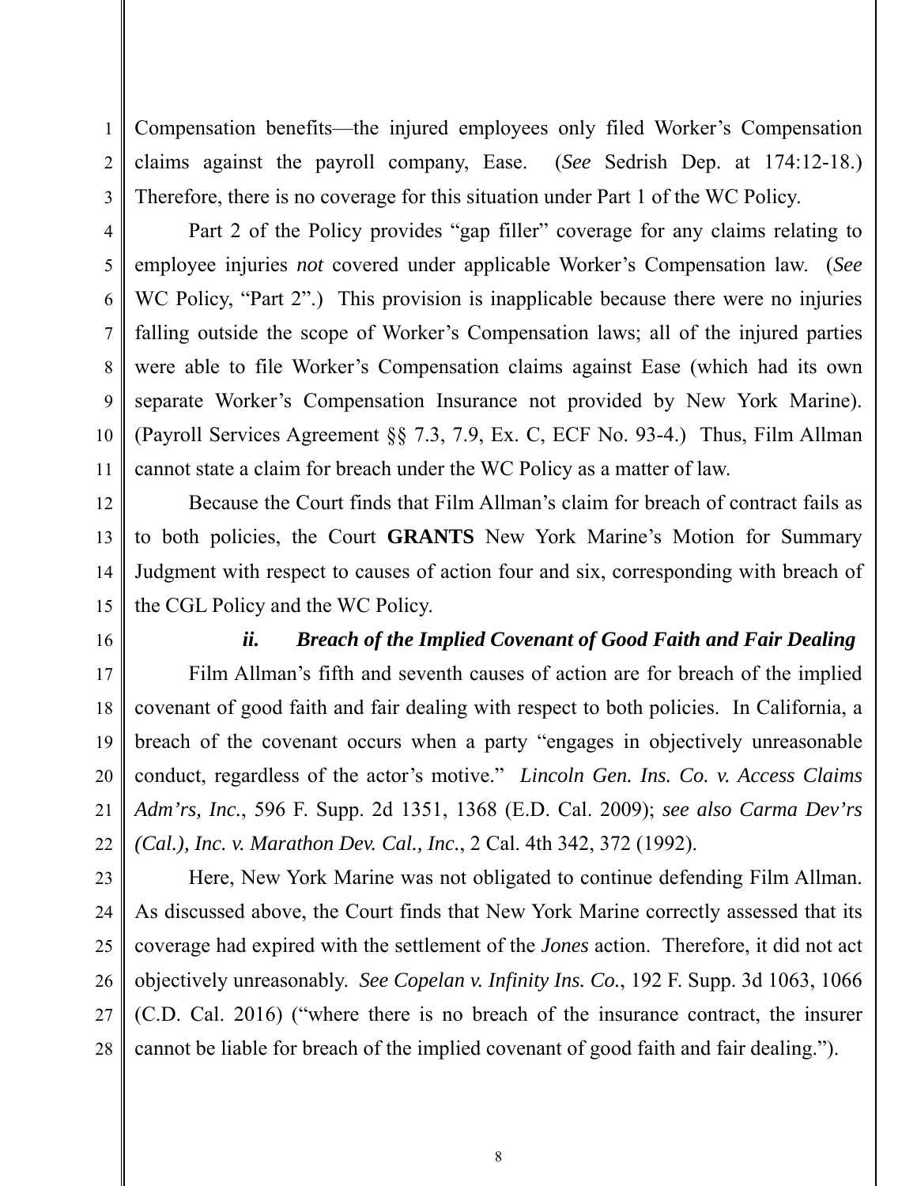Compensation benefits—the injured employees only filed Worker's Compensation claims against the payroll company, Ease. (*See* Sedrish Dep. at 174:12-18.) Therefore, there is no coverage for this situation under Part 1 of the WC Policy.

Part 2 of the Policy provides "gap filler" coverage for any claims relating to employee injuries *not* covered under applicable Worker's Compensation law. (*See* WC Policy, "Part 2".) This provision is inapplicable because there were no injuries falling outside the scope of Worker's Compensation laws; all of the injured parties were able to file Worker's Compensation claims against Ease (which had its own separate Worker's Compensation Insurance not provided by New York Marine). (Payroll Services Agreement §§ 7.3, 7.9, Ex. C, ECF No. 93-4.) Thus, Film Allman cannot state a claim for breach under the WC Policy as a matter of law.

Because the Court finds that Film Allman's claim for breach of contract fails as to both policies, the Court **GRANTS** New York Marine's Motion for Summary Judgment with respect to causes of action four and six, corresponding with breach of the CGL Policy and the WC Policy.

***ii. Breach of the Implied Covenant of Good Faith and Fair Dealing***

Film Allman's fifth and seventh causes of action are for breach of the implied covenant of good faith and fair dealing with respect to both policies. In California, a breach of the covenant occurs when a party "engages in objectively unreasonable conduct, regardless of the actor's motive." *Lincoln Gen. Ins. Co. v. Access Claims Adm'rs, Inc.*, 596 F. Supp. 2d 1351, 1368 (E.D. Cal. 2009); *see also Carma Dev'rs (Cal.), Inc. v. Marathon Dev. Cal., Inc.*, 2 Cal. 4th 342, 372 (1992).

Here, New York Marine was not obligated to continue defending Film Allman. As discussed above, the Court finds that New York Marine correctly assessed that its coverage had expired with the settlement of the *Jones* action. Therefore, it did not act objectively unreasonably. *See Copelan v. Infinity Ins. Co.*, 192 F. Supp. 3d 1063, 1066 (C.D. Cal. 2016) ("where there is no breach of the insurance contract, the insurer cannot be liable for breach of the implied covenant of good faith and fair dealing.").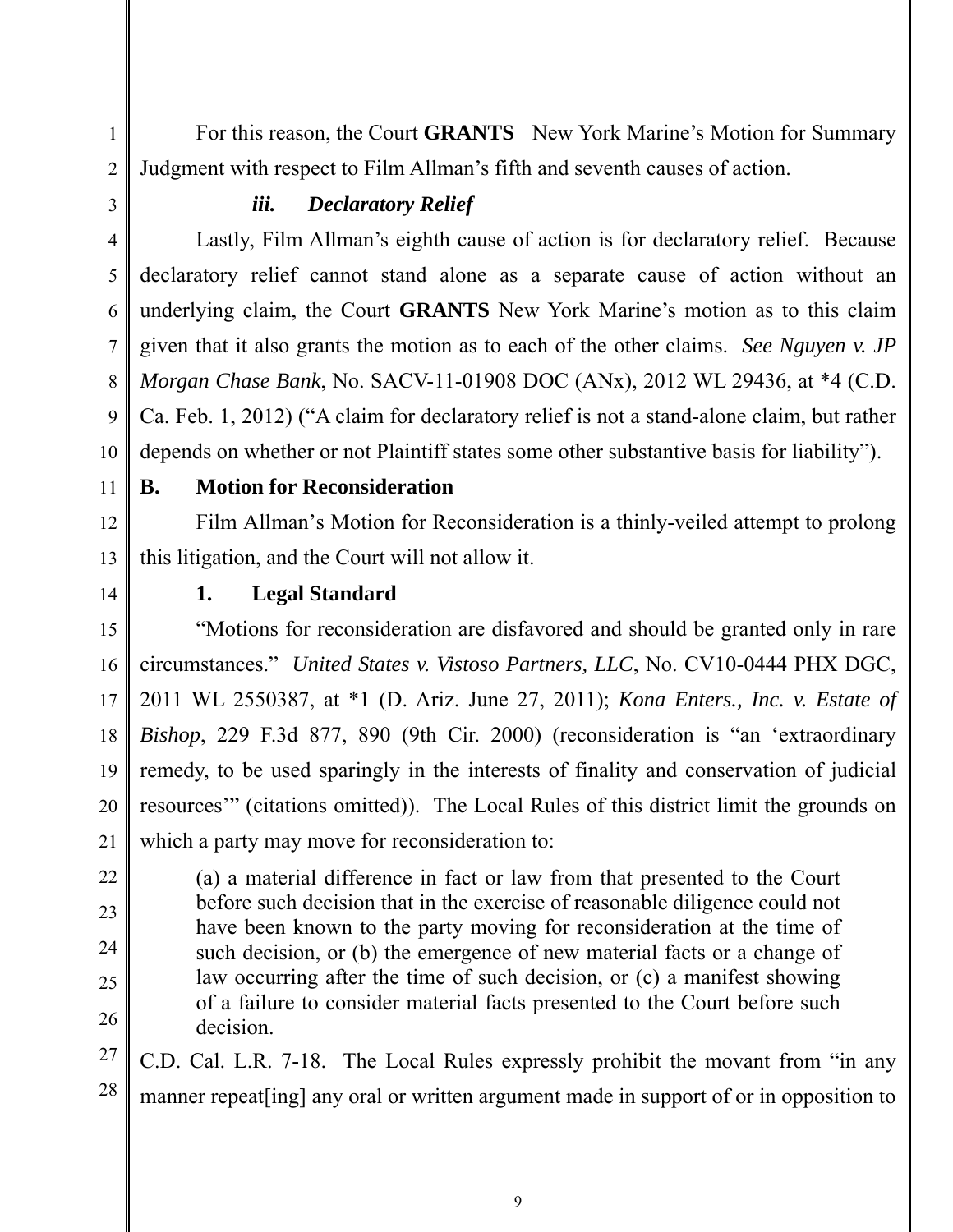For this reason, the Court **GRANTS** New York Marine's Motion for Summary Judgment with respect to Film Allman's fifth and seventh causes of action.

#### *iii. Declaratory Relief*

Lastly, Film Allman's eighth cause of action is for declaratory relief. Because declaratory relief cannot stand alone as a separate cause of action without an underlying claim, the Court **GRANTS** New York Marine's motion as to this claim given that it also grants the motion as to each of the other claims. *See Nguyen v. JP Morgan Chase Bank*, No. SACV-11-01908 DOC (ANx), 2012 WL 29436, at *4 (C.D. Ca. Feb. 1, 2012) ("A claim for declaratory relief is not a stand-alone claim, but rather depends on whether or not Plaintiff states some other substantive basis for liability").

## B. Motion for Reconsideration

Film Allman's Motion for Reconsideration is a thinly-veiled attempt to prolong this litigation, and the Court will not allow it.

### 1. Legal Standard

"Motions for reconsideration are disfavored and should be granted only in rare circumstances." *United States v. Vistoso Partners, LLC*, No. CV10-0444 PHX DGC, 2011 WL 2550387, at *1 (D. Ariz. June 27, 2011); *Kona Enters., Inc. v. Estate of Bishop*, 229 F.3d 877, 890 (9th Cir. 2000) (reconsideration is "an 'extraordinary remedy, to be used sparingly in the interests of finality and conservation of judicial resources'" (citations omitted)). The Local Rules of this district limit the grounds on which a party may move for reconsideration to:

> (a) a material difference in fact or law from that presented to the Court before such decision that in the exercise of reasonable diligence could not have been known to the party moving for reconsideration at the time of such decision, or (b) the emergence of new material facts or a change of law occurring after the time of such decision, or (c) a manifest showing of a failure to consider material facts presented to the Court before such decision.

C.D. Cal. L.R. 7-18. The Local Rules expressly prohibit the movant from "in any manner repeat[ing] any oral or written argument made in support of or in opposition to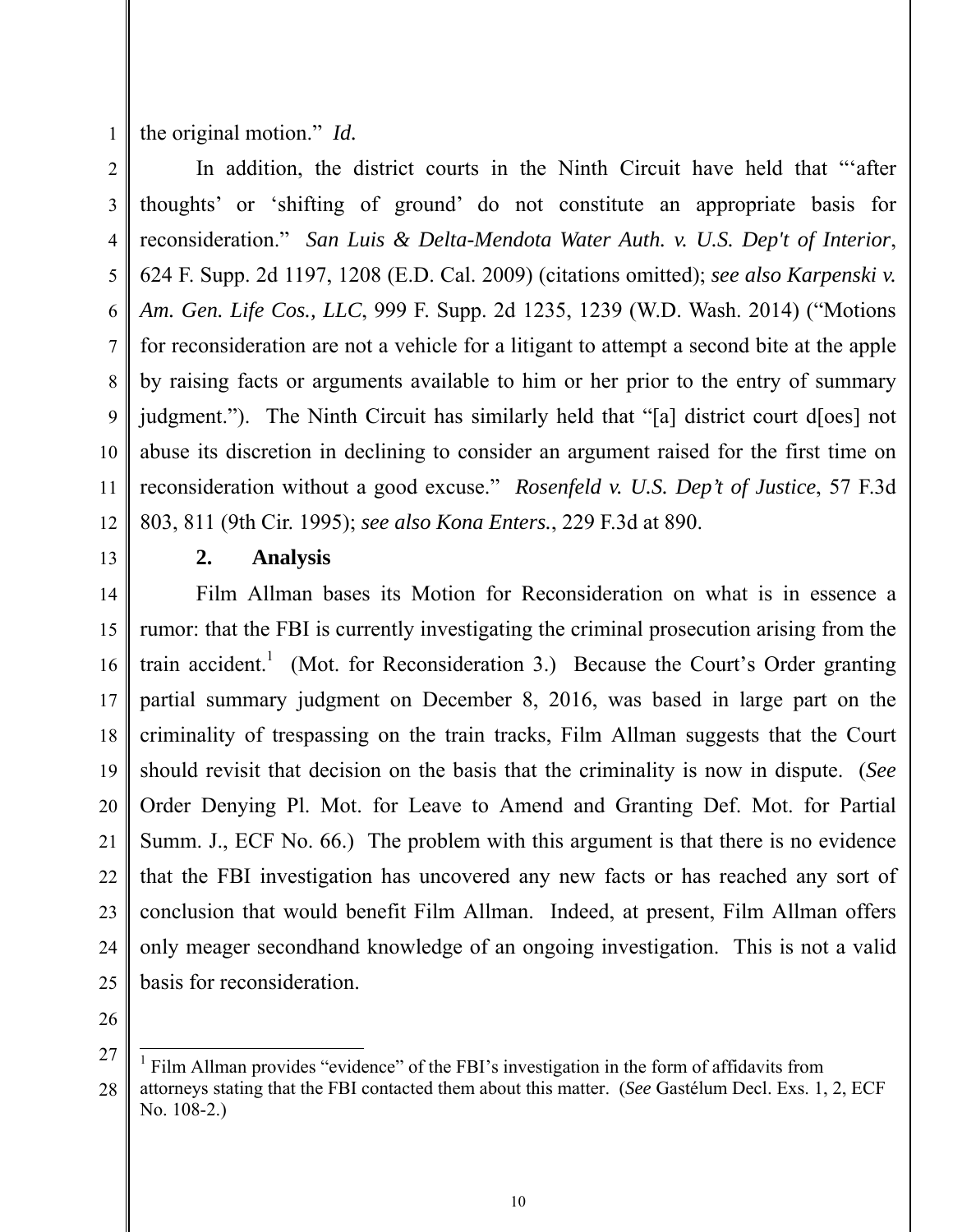the original motion." *Id.*

In addition, the district courts in the Ninth Circuit have held that "'after thoughts' or 'shifting of ground' do not constitute an appropriate basis for reconsideration." *San Luis & Delta-Mendota Water Auth. v. U.S. Dep't of Interior*, 624 F. Supp. 2d 1197, 1208 (E.D. Cal. 2009) (citations omitted); *see also Karpenski v. Am. Gen. Life Cos., LLC*, 999 F. Supp. 2d 1235, 1239 (W.D. Wash. 2014) ("Motions for reconsideration are not a vehicle for a litigant to attempt a second bite at the apple by raising facts or arguments available to him or her prior to the entry of summary judgment."). The Ninth Circuit has similarly held that "[a] district court d[oes] not abuse its discretion in declining to consider an argument raised for the first time on reconsideration without a good excuse." *Rosenfeld v. U.S. Dep't of Justice*, 57 F.3d 803, 811 (9th Cir. 1995); *see also Kona Enters.*, 229 F.3d at 890.

**2. Analysis**

Film Allman bases its Motion for Reconsideration on what is in essence a rumor: that the FBI is currently investigating the criminal prosecution arising from the train accident.[1] (Mot. for Reconsideration 3.) Because the Court's Order granting partial summary judgment on December 8, 2016, was based in large part on the criminality of trespassing on the train tracks, Film Allman suggests that the Court should revisit that decision on the basis that the criminality is now in dispute. (*See* Order Denying Pl. Mot. for Leave to Amend and Granting Def. Mot. for Partial Summ. J., ECF No. 66.) The problem with this argument is that there is no evidence that the FBI investigation has uncovered any new facts or has reached any sort of conclusion that would benefit Film Allman. Indeed, at present, Film Allman offers only meager secondhand knowledge of an ongoing investigation. This is not a valid basis for reconsideration.

---

[1] Film Allman provides "evidence" of the FBI's investigation in the form of affidavits from attorneys stating that the FBI contacted them about this matter. (*See* Gastélum Decl. Exs. 1, 2, ECF No. 108-2.)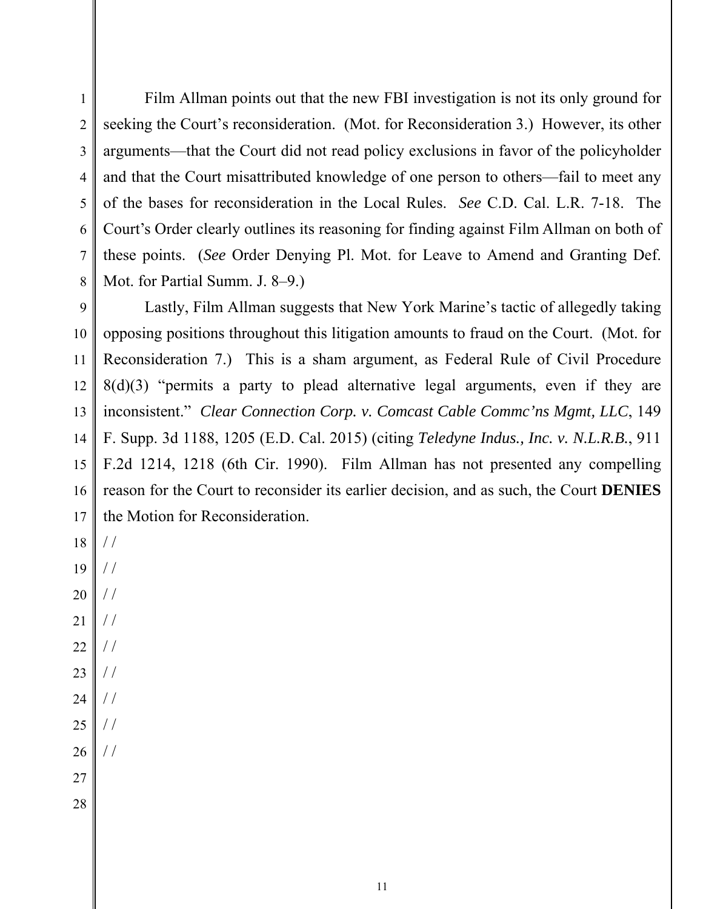Film Allman points out that the new FBI investigation is not its only ground for seeking the Court's reconsideration. (Mot. for Reconsideration 3.) However, its other arguments—that the Court did not read policy exclusions in favor of the policyholder and that the Court misattributed knowledge of one person to others—fail to meet any of the bases for reconsideration in the Local Rules. *See* C.D. Cal. L.R. 7-18. The Court's Order clearly outlines its reasoning for finding against Film Allman on both of these points. (*See* Order Denying Pl. Mot. for Leave to Amend and Granting Def. Mot. for Partial Summ. J. 8–9.)

Lastly, Film Allman suggests that New York Marine's tactic of allegedly taking opposing positions throughout this litigation amounts to fraud on the Court. (Mot. for Reconsideration 7.) This is a sham argument, as Federal Rule of Civil Procedure 8(d)(3) "permits a party to plead alternative legal arguments, even if they are inconsistent." *Clear Connection Corp. v. Comcast Cable Commc'ns Mgmt, LLC*, 149 F. Supp. 3d 1188, 1205 (E.D. Cal. 2015) (citing *Teledyne Indus., Inc. v. N.L.R.B.*, 911 F.2d 1214, 1218 (6th Cir. 1990). Film Allman has not presented any compelling reason for the Court to reconsider its earlier decision, and as such, the Court **DENIES** the Motion for Reconsideration.

/ /

/ /

/ /

/ /

/ /

/ /

/ /

/ /

/ /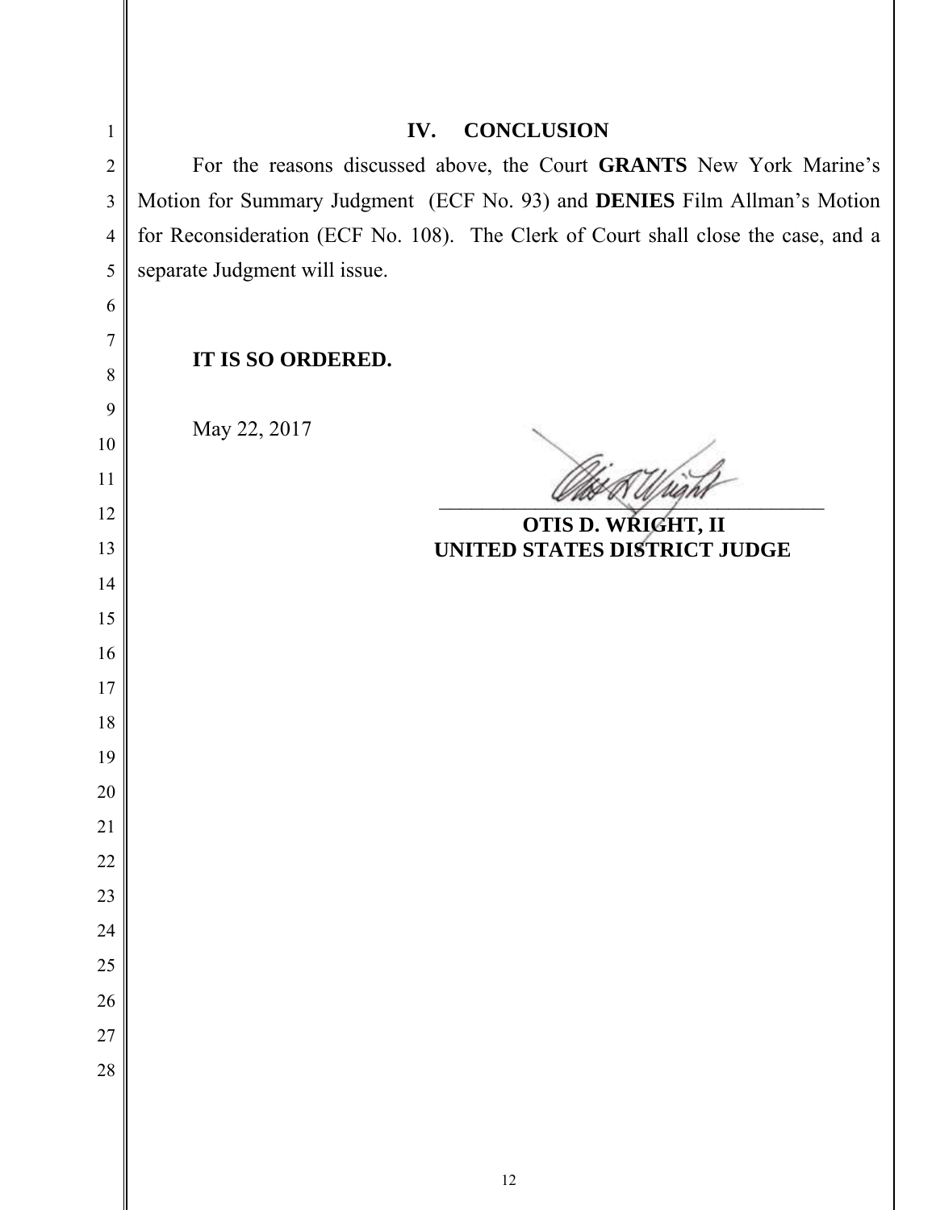## IV. CONCLUSION

For the reasons discussed above, the Court **GRANTS** New York Marine's Motion for Summary Judgment (ECF No. 93) and **DENIES** Film Allman's Motion for Reconsideration (ECF No. 108). The Clerk of Court shall close the case, and a separate Judgment will issue.

**IT IS SO ORDERED.**

May 22, 2017

**OTIS D. WRIGHT, II**
**UNITED STATES DISTRICT JUDGE**